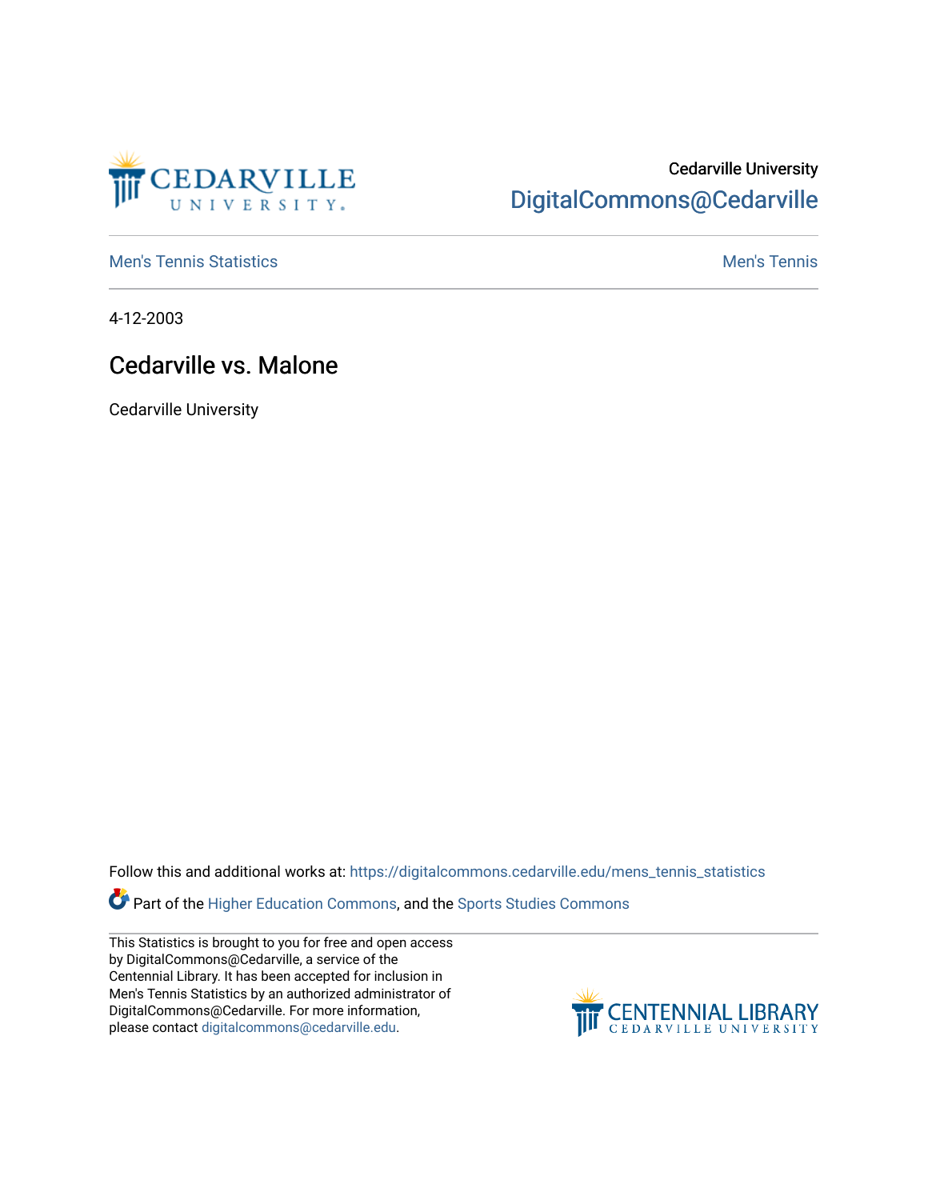Cedarville University
DigitalCommons@Cedarville

Men's Tennis Statistics | Men's Tennis

4-12-2003

# Cedarville vs. Malone

Cedarville University

Follow this and additional works at: https://digitalcommons.cedarville.edu/mens_tennis_statistics

Part of the Higher Education Commons, and the Sports Studies Commons

This Statistics is brought to you for free and open access by DigitalCommons@Cedarville, a service of the Centennial Library. It has been accepted for inclusion in Men's Tennis Statistics by an authorized administrator of DigitalCommons@Cedarville. For more information, please contact digitalcommons@cedarville.edu.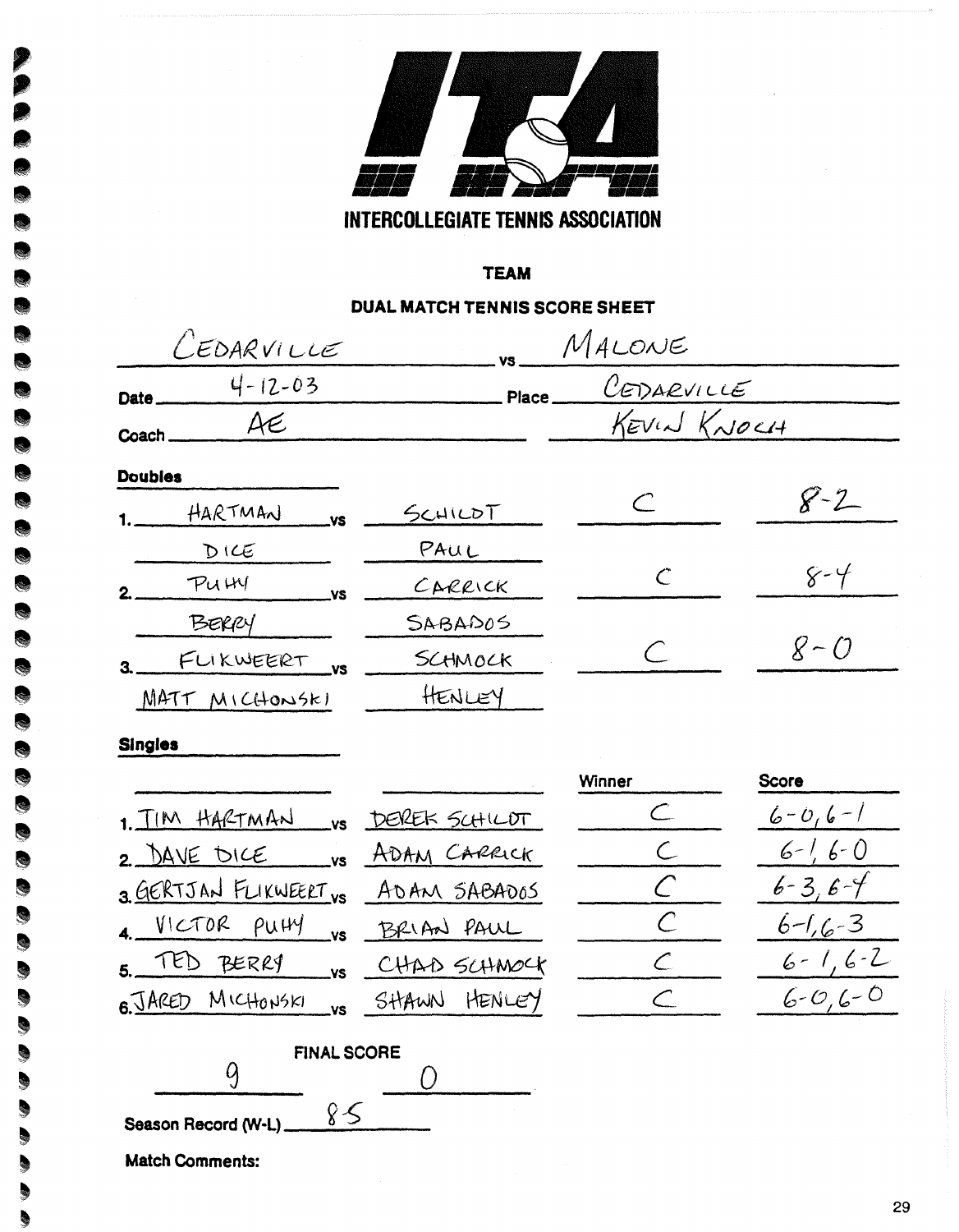# INTERCOLLEGIATE TENNIS ASSOCIATION

## TEAM

## DUAL MATCH TENNIS SCORE SHEET

CEDARVILLE vs MALONE

Date 4-12-03 Place CEDARVILLE

Coach AE KEVIN KNOCH

### Doubles

| | | | | |
|---|---|---|---|---|
| 1. | HARTMAN / DICE | vs | SCHILDT / PAUL | C | 8-2 |
| 2. | PUHY / BERRY | vs | CARRICK / SABADOS | C | 8-4 |
| 3. | FLIKWEERT / MATT MICHONSKI | vs | SCHMOCK / HENLEY | C | 8-0 |

### Singles

| | | | | Winner | Score |
|---|---|---|---|---|---|
| 1. | TIM HARTMAN | vs | DEREK SCHILDT | C | 6-0, 6-1 |
| 2. | DAVE DICE | vs | ADAM CARRICK | C | 6-1, 6-0 |
| 3. | GERTJAN FLIKWEERT | vs | ADAM SABADOS | C | 6-3, 6-4 |
| 4. | VICTOR PUHY | vs | BRIAN PAUL | C | 6-1, 6-3 |
| 5. | TED BERRY | vs | CHAD SCHMOCK | C | 6-1, 6-2 |
| 6. | JARED MICHONSKI | vs | SHAWN HENLEY | C | 6-0, 6-0 |

**FINAL SCORE**

9 0

**Season Record (W-L)** 8-5

**Match Comments:**